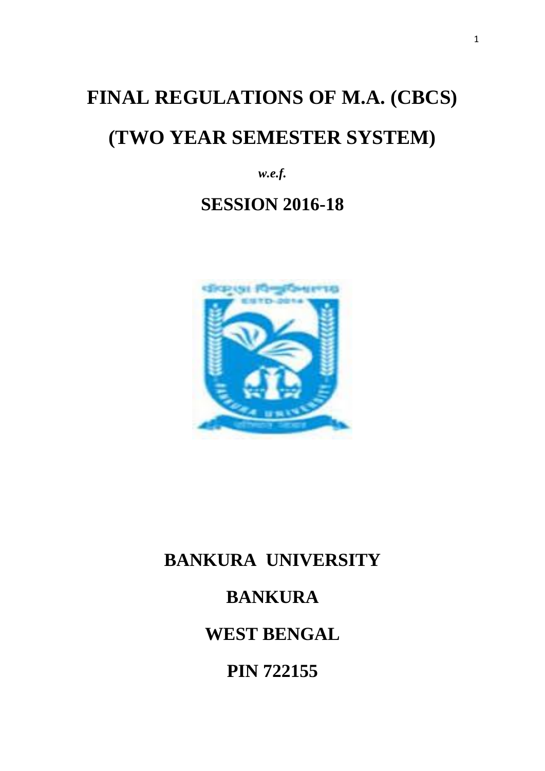# FINAL REGULATIONS OF M.A. (CBCS)

# (TWO YEAR SEMESTER SYSTEM)

***w.e.f.***

## SESSION 2016-18

## BANKURA UNIVERSITY

## BANKURA

## WEST BENGAL

## PIN 722155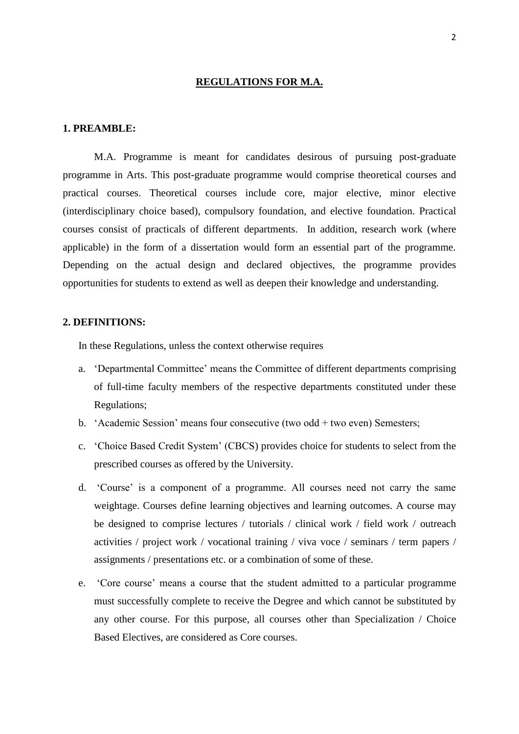# REGULATIONS FOR M.A.

## 1. PREAMBLE:

M.A. Programme is meant for candidates desirous of pursuing post-graduate programme in Arts. This post-graduate programme would comprise theoretical courses and practical courses. Theoretical courses include core, major elective, minor elective (interdisciplinary choice based), compulsory foundation, and elective foundation. Practical courses consist of practicals of different departments. In addition, research work (where applicable) in the form of a dissertation would form an essential part of the programme. Depending on the actual design and declared objectives, the programme provides opportunities for students to extend as well as deepen their knowledge and understanding.

## 2. DEFINITIONS:

In these Regulations, unless the context otherwise requires

a. 'Departmental Committee' means the Committee of different departments comprising of full-time faculty members of the respective departments constituted under these Regulations;

b. 'Academic Session' means four consecutive (two odd + two even) Semesters;

c. 'Choice Based Credit System' (CBCS) provides choice for students to select from the prescribed courses as offered by the University.

d. 'Course' is a component of a programme. All courses need not carry the same weightage. Courses define learning objectives and learning outcomes. A course may be designed to comprise lectures / tutorials / clinical work / field work / outreach activities / project work / vocational training / viva voce / seminars / term papers / assignments / presentations etc. or a combination of some of these.

e. 'Core course' means a course that the student admitted to a particular programme must successfully complete to receive the Degree and which cannot be substituted by any other course. For this purpose, all courses other than Specialization / Choice Based Electives, are considered as Core courses.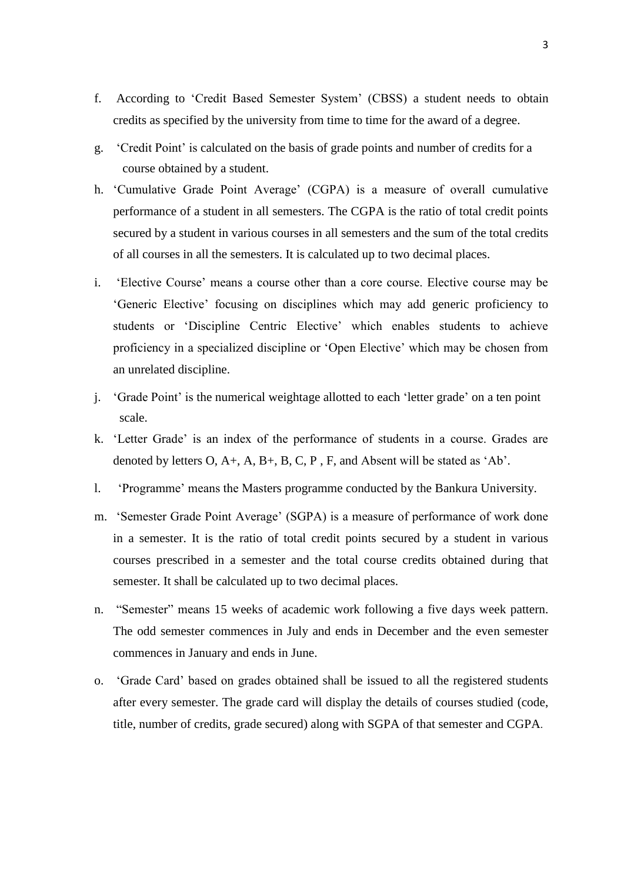f. According to 'Credit Based Semester System' (CBSS) a student needs to obtain credits as specified by the university from time to time for the award of a degree.

g. 'Credit Point' is calculated on the basis of grade points and number of credits for a course obtained by a student.

h. 'Cumulative Grade Point Average' (CGPA) is a measure of overall cumulative performance of a student in all semesters. The CGPA is the ratio of total credit points secured by a student in various courses in all semesters and the sum of the total credits of all courses in all the semesters. It is calculated up to two decimal places.

i. 'Elective Course' means a course other than a core course. Elective course may be 'Generic Elective' focusing on disciplines which may add generic proficiency to students or 'Discipline Centric Elective' which enables students to achieve proficiency in a specialized discipline or 'Open Elective' which may be chosen from an unrelated discipline.

j. 'Grade Point' is the numerical weightage allotted to each 'letter grade' on a ten point scale.

k. 'Letter Grade' is an index of the performance of students in a course. Grades are denoted by letters O, A+, A, B+, B, C, P , F, and Absent will be stated as 'Ab'.

l. 'Programme' means the Masters programme conducted by the Bankura University.

m. 'Semester Grade Point Average' (SGPA) is a measure of performance of work done in a semester. It is the ratio of total credit points secured by a student in various courses prescribed in a semester and the total course credits obtained during that semester. It shall be calculated up to two decimal places.

n. "Semester" means 15 weeks of academic work following a five days week pattern. The odd semester commences in July and ends in December and the even semester commences in January and ends in June.

o. 'Grade Card' based on grades obtained shall be issued to all the registered students after every semester. The grade card will display the details of courses studied (code, title, number of credits, grade secured) along with SGPA of that semester and CGPA.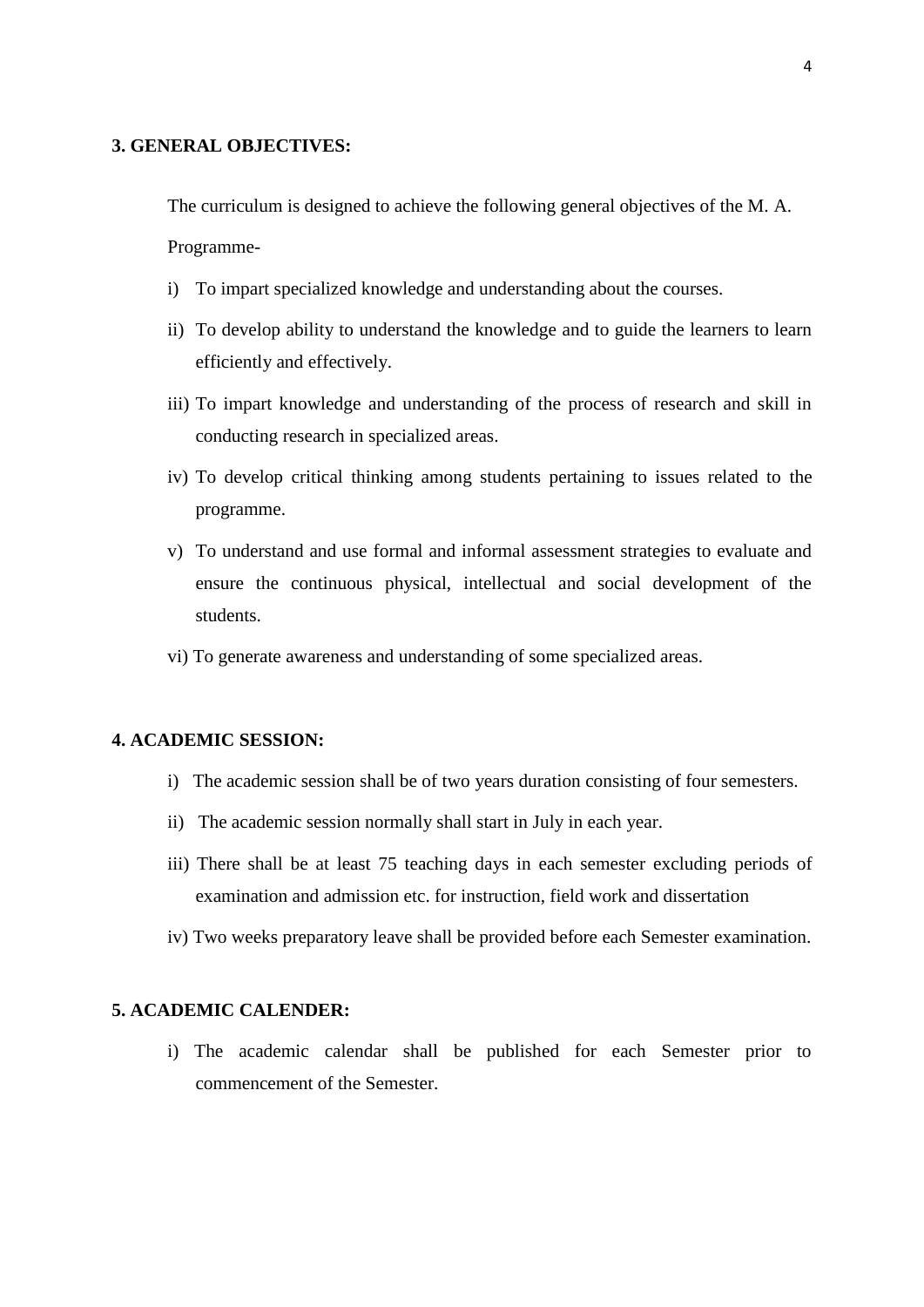**3. GENERAL OBJECTIVES:**

The curriculum is designed to achieve the following general objectives of the M. A. Programme-

i) To impart specialized knowledge and understanding about the courses.

ii) To develop ability to understand the knowledge and to guide the learners to learn efficiently and effectively.

iii) To impart knowledge and understanding of the process of research and skill in conducting research in specialized areas.

iv) To develop critical thinking among students pertaining to issues related to the programme.

v) To understand and use formal and informal assessment strategies to evaluate and ensure the continuous physical, intellectual and social development of the students.

vi) To generate awareness and understanding of some specialized areas.

**4. ACADEMIC SESSION:**

i) The academic session shall be of two years duration consisting of four semesters.

ii) The academic session normally shall start in July in each year.

iii) There shall be at least 75 teaching days in each semester excluding periods of examination and admission etc. for instruction, field work and dissertation

iv) Two weeks preparatory leave shall be provided before each Semester examination.

**5. ACADEMIC CALENDER:**

i) The academic calendar shall be published for each Semester prior to commencement of the Semester.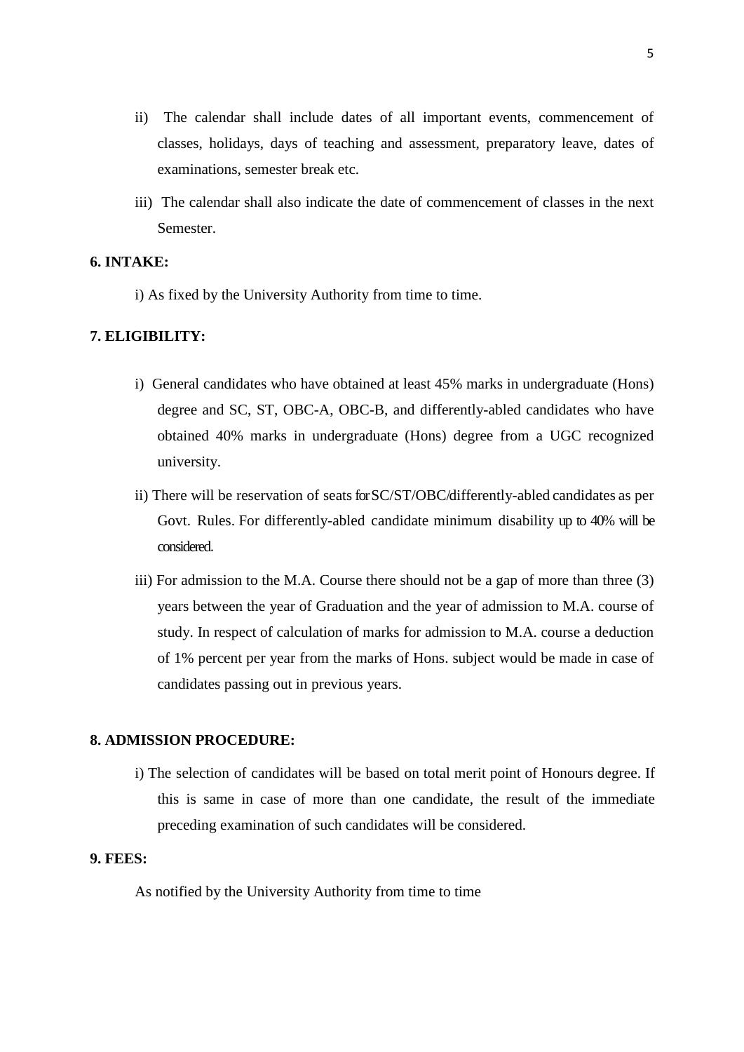ii) The calendar shall include dates of all important events, commencement of classes, holidays, days of teaching and assessment, preparatory leave, dates of examinations, semester break etc.

iii) The calendar shall also indicate the date of commencement of classes in the next Semester.

**6. INTAKE:**

i) As fixed by the University Authority from time to time.

**7. ELIGIBILITY:**

i) General candidates who have obtained at least 45% marks in undergraduate (Hons) degree and SC, ST, OBC-A, OBC-B, and differently-abled candidates who have obtained 40% marks in undergraduate (Hons) degree from a UGC recognized university.

ii) There will be reservation of seats for SC/ST/OBC/differently-abled candidates as per Govt. Rules. For differently-abled candidate minimum disability up to 40% will be considered.

iii) For admission to the M.A. Course there should not be a gap of more than three (3) years between the year of Graduation and the year of admission to M.A. course of study. In respect of calculation of marks for admission to M.A. course a deduction of 1% percent per year from the marks of Hons. subject would be made in case of candidates passing out in previous years.

**8. ADMISSION PROCEDURE:**

i) The selection of candidates will be based on total merit point of Honours degree. If this is same in case of more than one candidate, the result of the immediate preceding examination of such candidates will be considered.

**9. FEES:**

As notified by the University Authority from time to time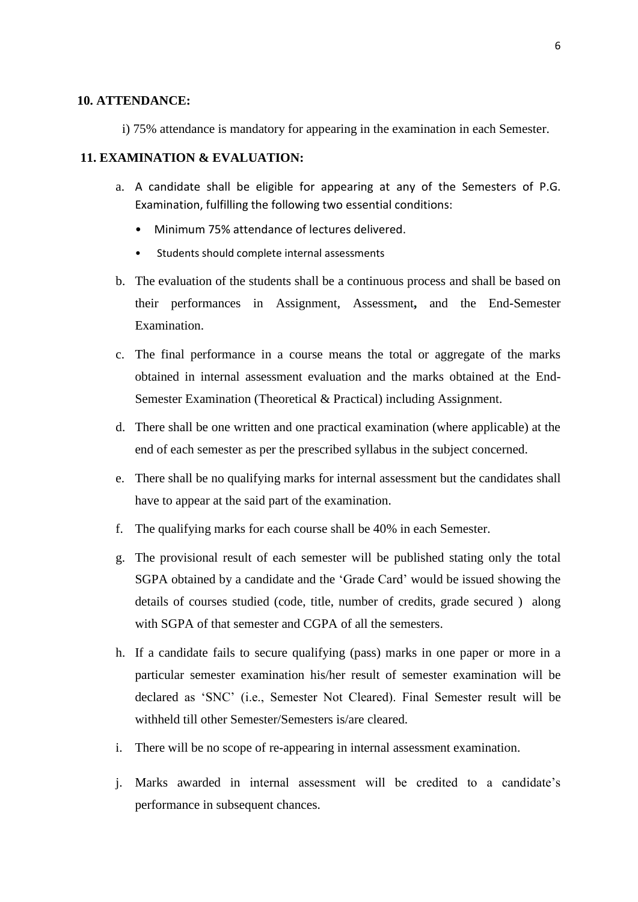## 10. ATTENDANCE:

i) 75% attendance is mandatory for appearing in the examination in each Semester.

## 11. EXAMINATION & EVALUATION:

a. A candidate shall be eligible for appearing at any of the Semesters of P.G. Examination, fulfilling the following two essential conditions:
   - Minimum 75% attendance of lectures delivered.
   - Students should complete internal assessments

b. The evaluation of the students shall be a continuous process and shall be based on their performances in Assignment, Assessment**,** and the End-Semester Examination.

c. The final performance in a course means the total or aggregate of the marks obtained in internal assessment evaluation and the marks obtained at the End-Semester Examination (Theoretical & Practical) including Assignment.

d. There shall be one written and one practical examination (where applicable) at the end of each semester as per the prescribed syllabus in the subject concerned.

e. There shall be no qualifying marks for internal assessment but the candidates shall have to appear at the said part of the examination.

f. The qualifying marks for each course shall be 40% in each Semester.

g. The provisional result of each semester will be published stating only the total SGPA obtained by a candidate and the 'Grade Card' would be issued showing the details of courses studied (code, title, number of credits, grade secured ) along with SGPA of that semester and CGPA of all the semesters.

h. If a candidate fails to secure qualifying (pass) marks in one paper or more in a particular semester examination his/her result of semester examination will be declared as 'SNC' (i.e., Semester Not Cleared). Final Semester result will be withheld till other Semester/Semesters is/are cleared.

i. There will be no scope of re-appearing in internal assessment examination.

j. Marks awarded in internal assessment will be credited to a candidate's performance in subsequent chances.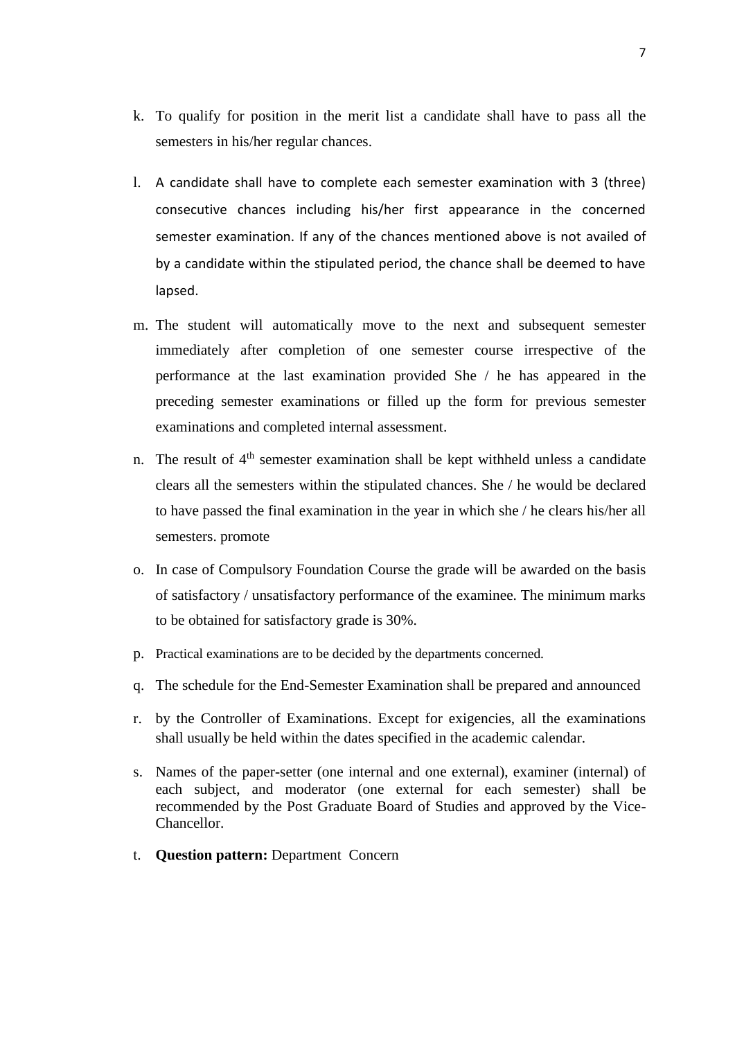k. To qualify for position in the merit list a candidate shall have to pass all the semesters in his/her regular chances.

l. A candidate shall have to complete each semester examination with 3 (three) consecutive chances including his/her first appearance in the concerned semester examination. If any of the chances mentioned above is not availed of by a candidate within the stipulated period, the chance shall be deemed to have lapsed.

m. The student will automatically move to the next and subsequent semester immediately after completion of one semester course irrespective of the performance at the last examination provided She / he has appeared in the preceding semester examinations or filled up the form for previous semester examinations and completed internal assessment.

n. The result of 4th semester examination shall be kept withheld unless a candidate clears all the semesters within the stipulated chances. She / he would be declared to have passed the final examination in the year in which she / he clears his/her all semesters. promote

o. In case of Compulsory Foundation Course the grade will be awarded on the basis of satisfactory / unsatisfactory performance of the examinee. The minimum marks to be obtained for satisfactory grade is 30%.

p. Practical examinations are to be decided by the departments concerned.

q. The schedule for the End-Semester Examination shall be prepared and announced

r. by the Controller of Examinations. Except for exigencies, all the examinations shall usually be held within the dates specified in the academic calendar.

s. Names of the paper-setter (one internal and one external), examiner (internal) of each subject, and moderator (one external for each semester) shall be recommended by the Post Graduate Board of Studies and approved by the Vice-Chancellor.

t. **Question pattern:** Department Concern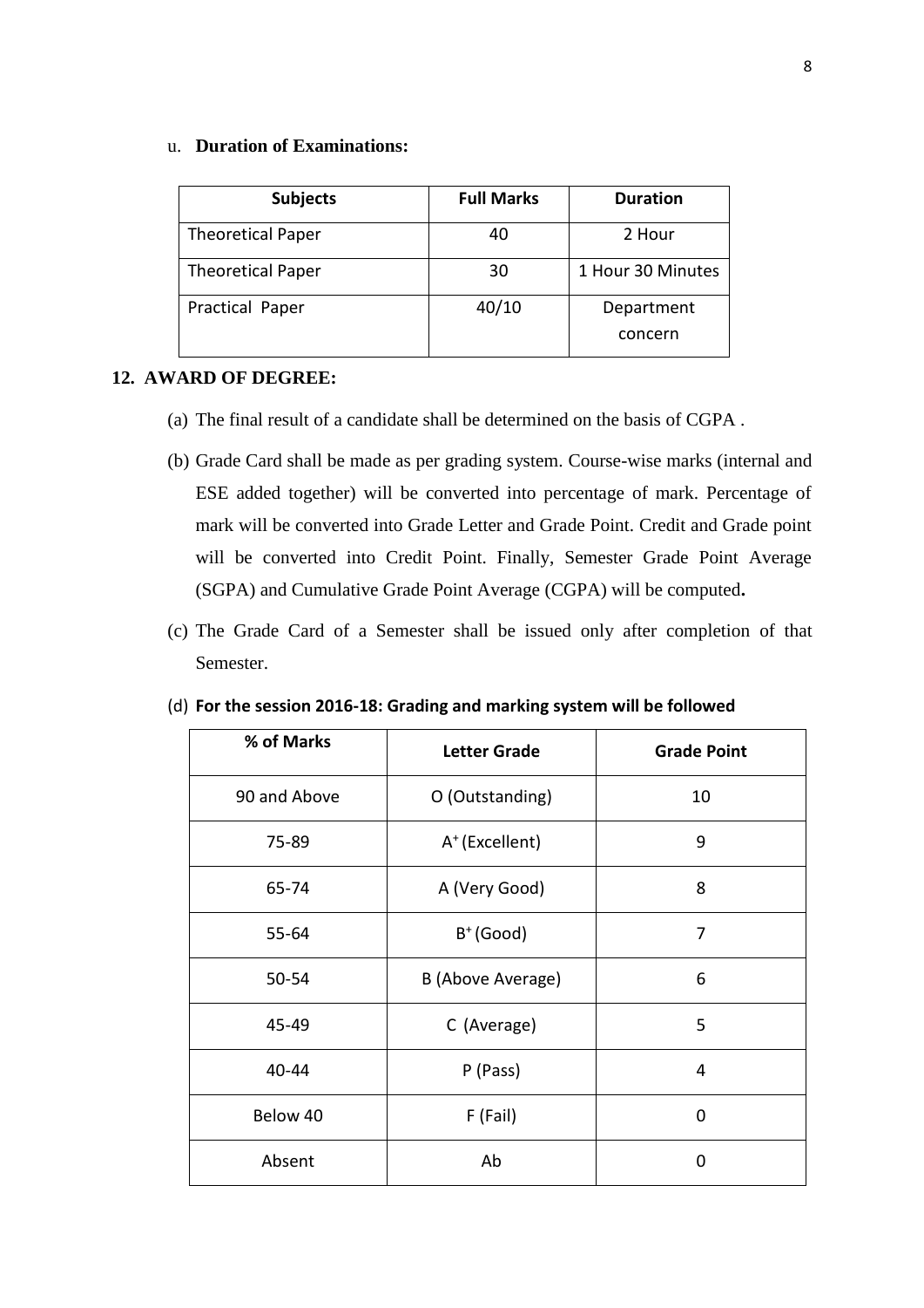u. **Duration of Examinations:**

| Subjects | Full Marks | Duration |
|---|---|---|
| Theoretical Paper | 40 | 2 Hour |
| Theoretical Paper | 30 | 1 Hour 30 Minutes |
| Practical Paper | 40/10 | Department concern |

## 12. AWARD OF DEGREE:

(a) The final result of a candidate shall be determined on the basis of CGPA .

(b) Grade Card shall be made as per grading system. Course-wise marks (internal and ESE added together) will be converted into percentage of mark. Percentage of mark will be converted into Grade Letter and Grade Point. Credit and Grade point will be converted into Credit Point. Finally, Semester Grade Point Average (SGPA) and Cumulative Grade Point Average (CGPA) will be computed**.**

(c) The Grade Card of a Semester shall be issued only after completion of that Semester.

(d) **For the session 2016-18: Grading and marking system will be followed**

| % of Marks | Letter Grade | Grade Point |
|---|---|---|
| 90 and Above | O (Outstanding) | 10 |
| 75-89 | $A^+$ (Excellent) | 9 |
| 65-74 | A (Very Good) | 8 |
| 55-64 | $B^+$ (Good) | 7 |
| 50-54 | B (Above Average) | 6 |
| 45-49 | C (Average) | 5 |
| 40-44 | P (Pass) | 4 |
| Below 40 | F (Fail) | 0 |
| Absent | Ab | 0 |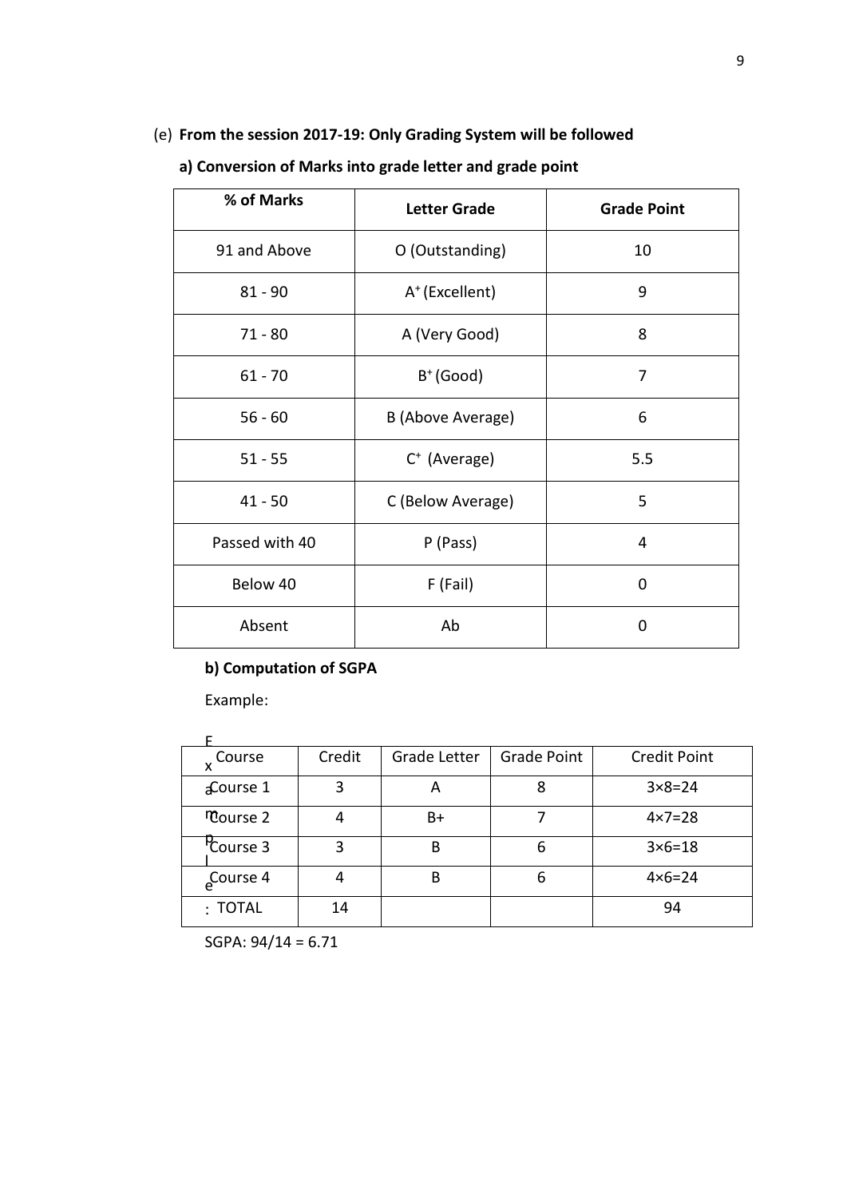(e) **From the session 2017-19: Only Grading System will be followed**

**a) Conversion of Marks into grade letter and grade point**

| % of Marks | Letter Grade | Grade Point |
|---|---|---|
| 91 and Above | O (Outstanding) | 10 |
| 81 - 90 | $A^+$ (Excellent) | 9 |
| 71 - 80 | A (Very Good) | 8 |
| 61 - 70 | $B^+$ (Good) | 7 |
| 56 - 60 | B (Above Average) | 6 |
| 51 - 55 | $C^+$ (Average) | 5.5 |
| 41 - 50 | C (Below Average) | 5 |
| Passed with 40 | P (Pass) | 4 |
| Below 40 | F (Fail) | 0 |
| Absent | Ab | 0 |

**b) Computation of SGPA**

Example:

| Course | Credit | Grade Letter | Grade Point | Credit Point |
|---|---|---|---|---|
| Course 1 | 3 | A | 8 | 3×8=24 |
| Course 2 | 4 | B+ | 7 | 4×7=28 |
| Course 3 | 3 | B | 6 | 3×6=18 |
| Course 4 | 4 | B | 6 | 4×6=24 |
| TOTAL | 14 | | | 94 |

SGPA: 94/14 = 6.71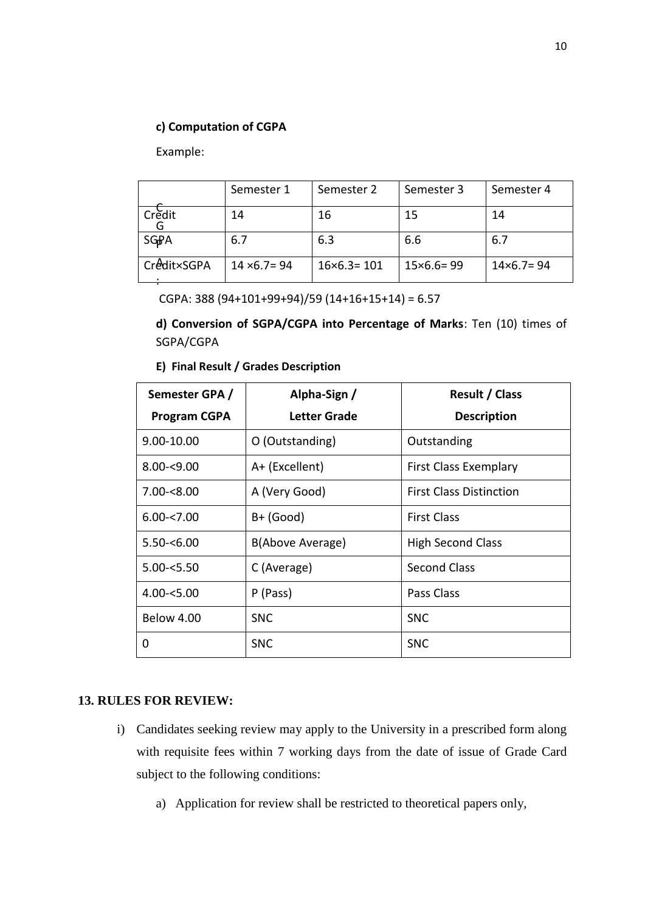**c) Computation of CGPA**

Example:

| | Semester 1 | Semester 2 | Semester 3 | Semester 4 |
|---|---|---|---|---|
| Credit | 14 | 16 | 15 | 14 |
| SGPA | 6.7 | 6.3 | 6.6 | 6.7 |
| Credit×SGPA | 14 ×6.7= 94 | 16×6.3= 101 | 15×6.6= 99 | 14×6.7= 94 |

CGPA: 388 (94+101+99+94)/59 (14+16+15+14) = 6.57

**d) Conversion of SGPA/CGPA into Percentage of Marks**: Ten (10) times of SGPA/CGPA

**E) Final Result / Grades Description**

| Semester GPA / Program CGPA | Alpha-Sign / Letter Grade | Result / Class Description |
|---|---|---|
| 9.00-10.00 | O (Outstanding) | Outstanding |
| 8.00-<9.00 | A+ (Excellent) | First Class Exemplary |
| 7.00-<8.00 | A (Very Good) | First Class Distinction |
| 6.00-<7.00 | B+ (Good) | First Class |
| 5.50-<6.00 | B(Above Average) | High Second Class |
| 5.00-<5.50 | C (Average) | Second Class |
| 4.00-<5.00 | P (Pass) | Pass Class |
| Below 4.00 | SNC | SNC |
| 0 | SNC | SNC |

## 13. RULES FOR REVIEW:

i) Candidates seeking review may apply to the University in a prescribed form along with requisite fees within 7 working days from the date of issue of Grade Card subject to the following conditions:

   a) Application for review shall be restricted to theoretical papers only,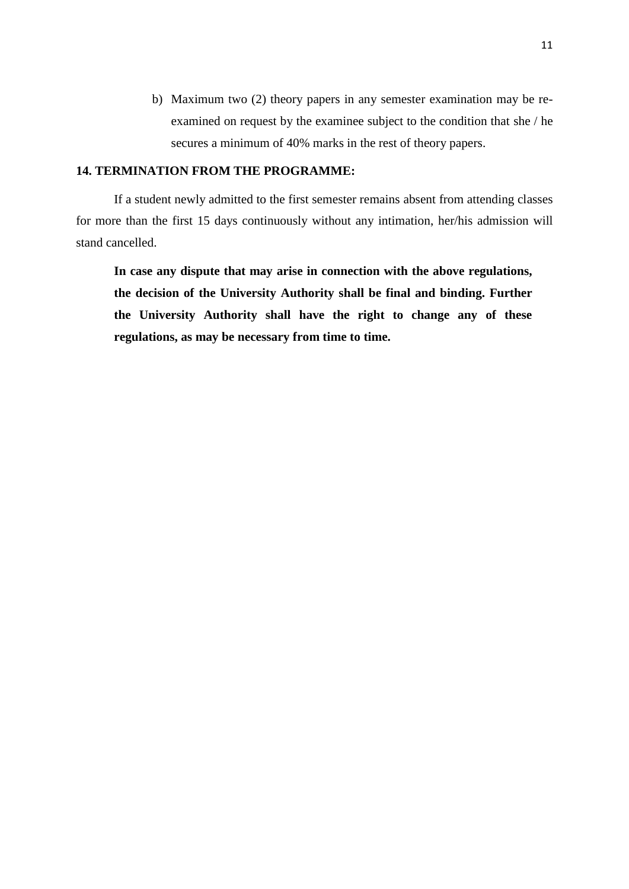b) Maximum two (2) theory papers in any semester examination may be re-examined on request by the examinee subject to the condition that she / he secures a minimum of 40% marks in the rest of theory papers.

## 14. TERMINATION FROM THE PROGRAMME:

If a student newly admitted to the first semester remains absent from attending classes for more than the first 15 days continuously without any intimation, her/his admission will stand cancelled.

**In case any dispute that may arise in connection with the above regulations, the decision of the University Authority shall be final and binding. Further the University Authority shall have the right to change any of these regulations, as may be necessary from time to time.**